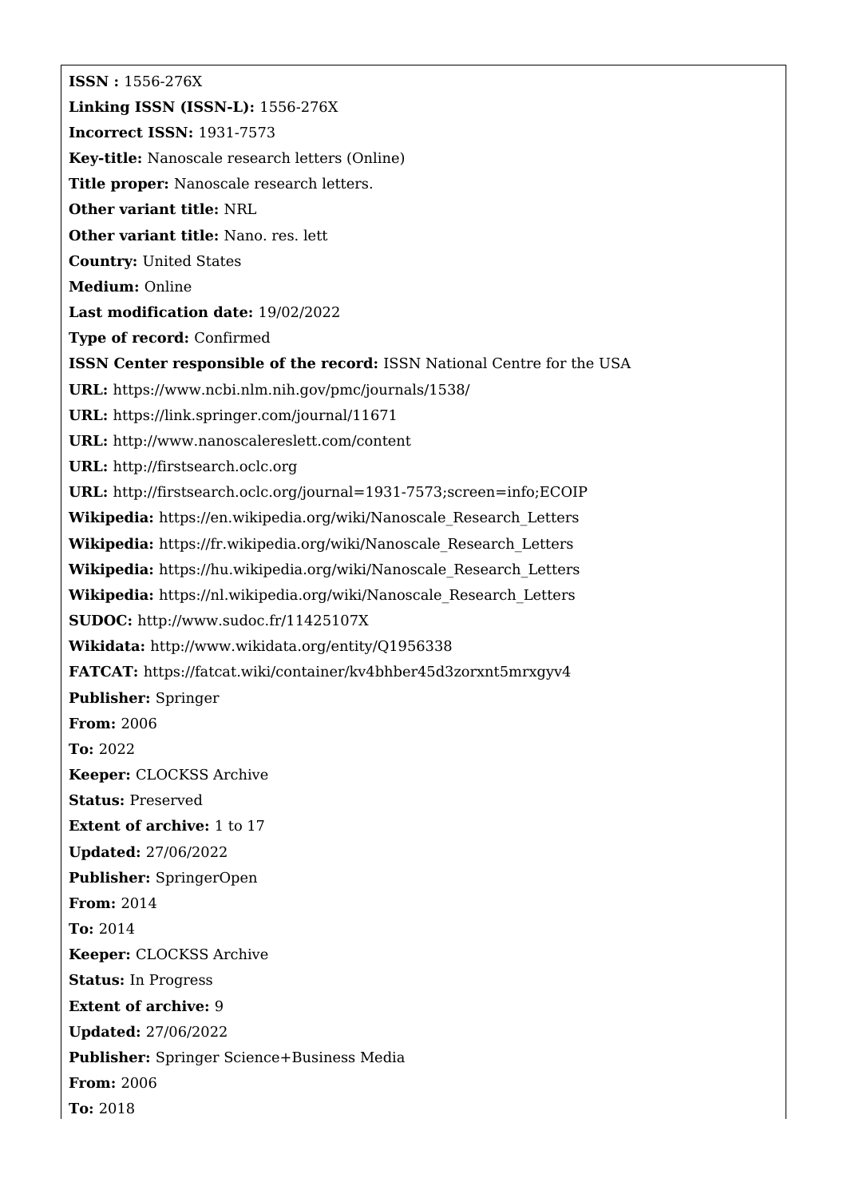**ISSN :** 1556-276X

**Linking ISSN (ISSN-L):** 1556-276X

**Incorrect ISSN:** 1931-7573

**Key-title:** Nanoscale research letters (Online)

**Title proper:** Nanoscale research letters.

**Other variant title:** NRL

**Other variant title:** Nano. res. lett

**Country:** United States

**Medium:** Online

**Last modification date:** 19/02/2022

**Type of record:** Confirmed

**ISSN Center responsible of the record:** ISSN National Centre for the USA

**URL:** https://www.ncbi.nlm.nih.gov/pmc/journals/1538/

**URL:** https://link.springer.com/journal/11671

**URL:** http://www.nanoscalereslett.com/content

**URL:** http://firstsearch.oclc.org

**URL:** http://firstsearch.oclc.org/journal=1931-7573;screen=info;ECOIP

**Wikipedia:** https://en.wikipedia.org/wiki/Nanoscale_Research_Letters

**Wikipedia:** https://fr.wikipedia.org/wiki/Nanoscale_Research_Letters

**Wikipedia:** https://hu.wikipedia.org/wiki/Nanoscale_Research_Letters

**Wikipedia:** https://nl.wikipedia.org/wiki/Nanoscale_Research_Letters

**SUDOC:** http://www.sudoc.fr/11425107X

**Wikidata:** http://www.wikidata.org/entity/Q1956338

**FATCAT:** https://fatcat.wiki/container/kv4bhber45d3zorxnt5mrxgyv4

**Publisher:** Springer

**From:** 2006

**To:** 2022

**Keeper:** CLOCKSS Archive

**Status:** Preserved

**Extent of archive:** 1 to 17

**Updated:** 27/06/2022

**Publisher:** SpringerOpen

**From:** 2014

**To:** 2014

**Keeper:** CLOCKSS Archive

**Status:** In Progress

**Extent of archive:** 9

**Updated:** 27/06/2022

**Publisher:** Springer Science+Business Media

**From:** 2006

**To:** 2018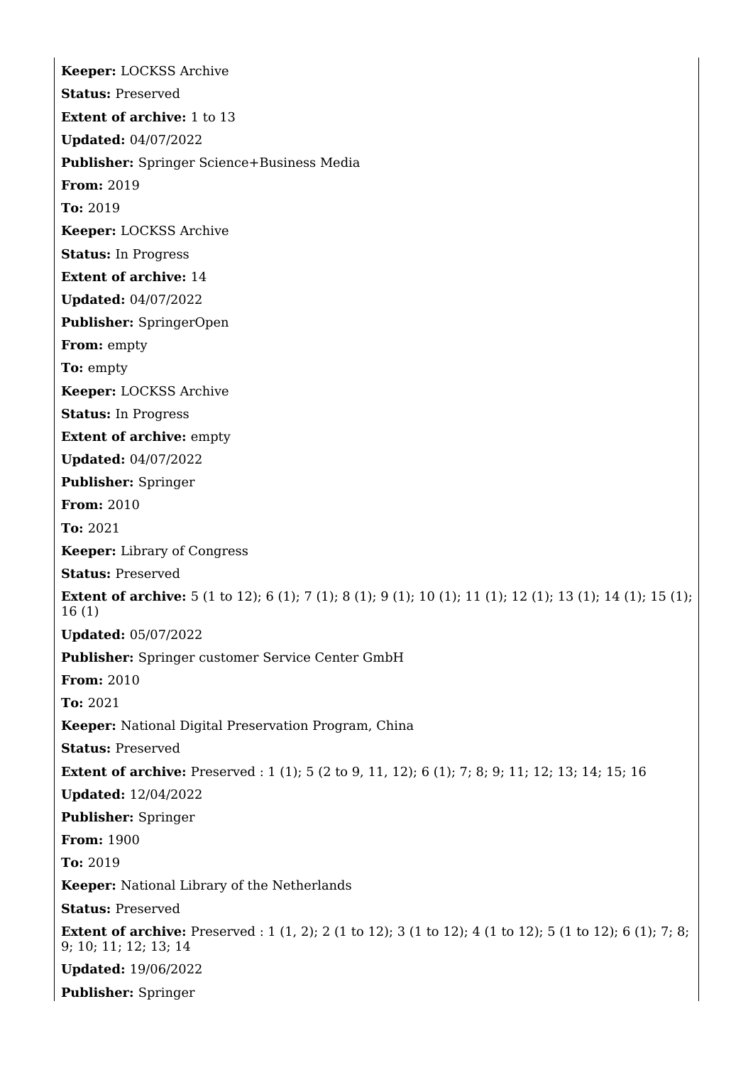**Keeper:** LOCKSS Archive

**Status:** Preserved

**Extent of archive:** 1 to 13

**Updated:** 04/07/2022

**Publisher:** Springer Science+Business Media

**From:** 2019

**To:** 2019

**Keeper:** LOCKSS Archive

**Status:** In Progress

**Extent of archive:** 14

**Updated:** 04/07/2022

**Publisher:** SpringerOpen

**From:** empty

**To:** empty

**Keeper:** LOCKSS Archive

**Status:** In Progress

**Extent of archive:** empty

**Updated:** 04/07/2022

**Publisher:** Springer

**From:** 2010

**To:** 2021

**Keeper:** Library of Congress

**Status:** Preserved

**Extent of archive:** 5 (1 to 12); 6 (1); 7 (1); 8 (1); 9 (1); 10 (1); 11 (1); 12 (1); 13 (1); 14 (1); 15 (1); 16 (1)

**Updated:** 05/07/2022

**Publisher:** Springer customer Service Center GmbH

**From:** 2010

**To:** 2021

**Keeper:** National Digital Preservation Program, China

**Status:** Preserved

**Extent of archive:** Preserved : 1 (1); 5 (2 to 9, 11, 12); 6 (1); 7; 8; 9; 11; 12; 13; 14; 15; 16

**Updated:** 12/04/2022

**Publisher:** Springer

**From:** 1900

**To:** 2019

**Keeper:** National Library of the Netherlands

**Status:** Preserved

**Extent of archive:** Preserved : 1 (1, 2); 2 (1 to 12); 3 (1 to 12); 4 (1 to 12); 5 (1 to 12); 6 (1); 7; 8; 9; 10; 11; 12; 13; 14

**Updated:** 19/06/2022

**Publisher:** Springer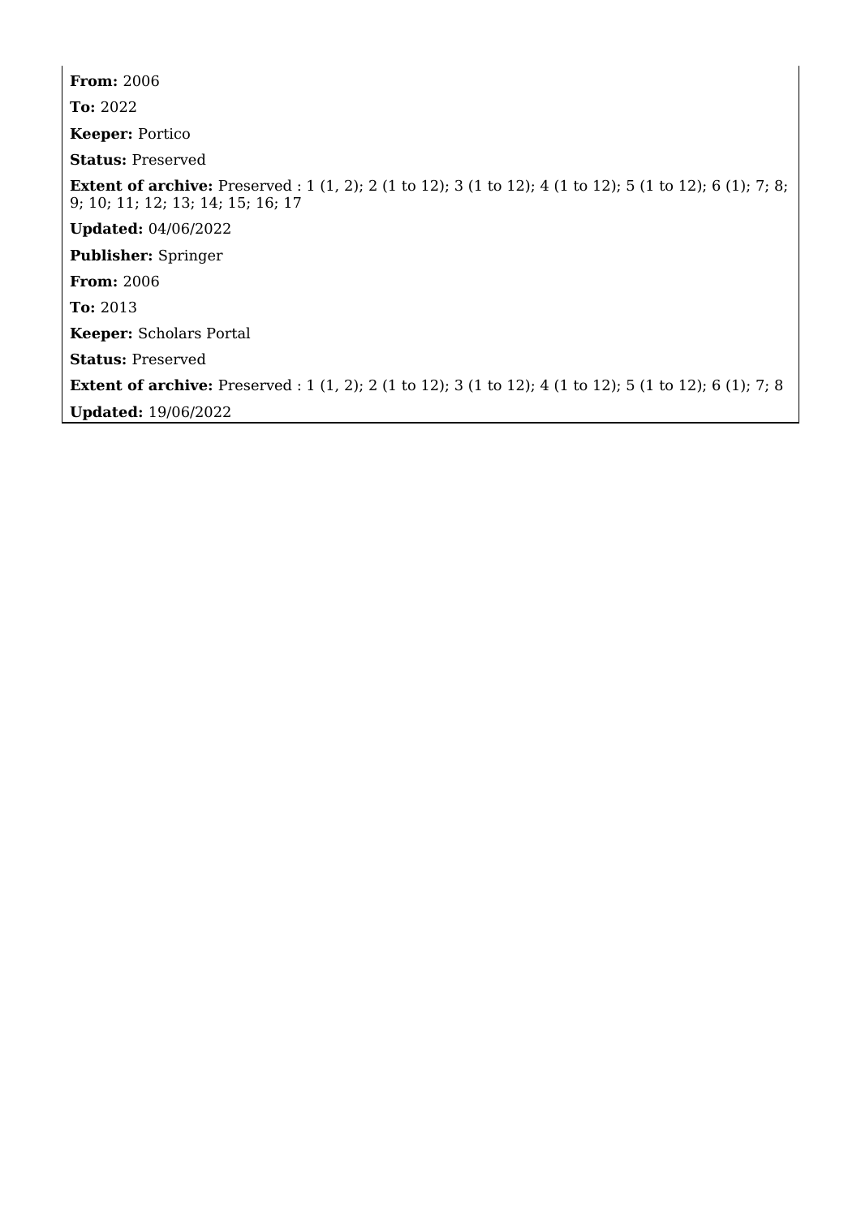**From:** 2006

**To:** 2022

**Keeper:** Portico

**Status:** Preserved

**Extent of archive:** Preserved : 1 (1, 2); 2 (1 to 12); 3 (1 to 12); 4 (1 to 12); 5 (1 to 12); 6 (1); 7; 8; 9; 10; 11; 12; 13; 14; 15; 16; 17

**Updated:** 04/06/2022

**Publisher:** Springer

**From:** 2006

**To:** 2013

**Keeper:** Scholars Portal

**Status:** Preserved

**Extent of archive:** Preserved : 1 (1, 2); 2 (1 to 12); 3 (1 to 12); 4 (1 to 12); 5 (1 to 12); 6 (1); 7; 8

**Updated:** 19/06/2022